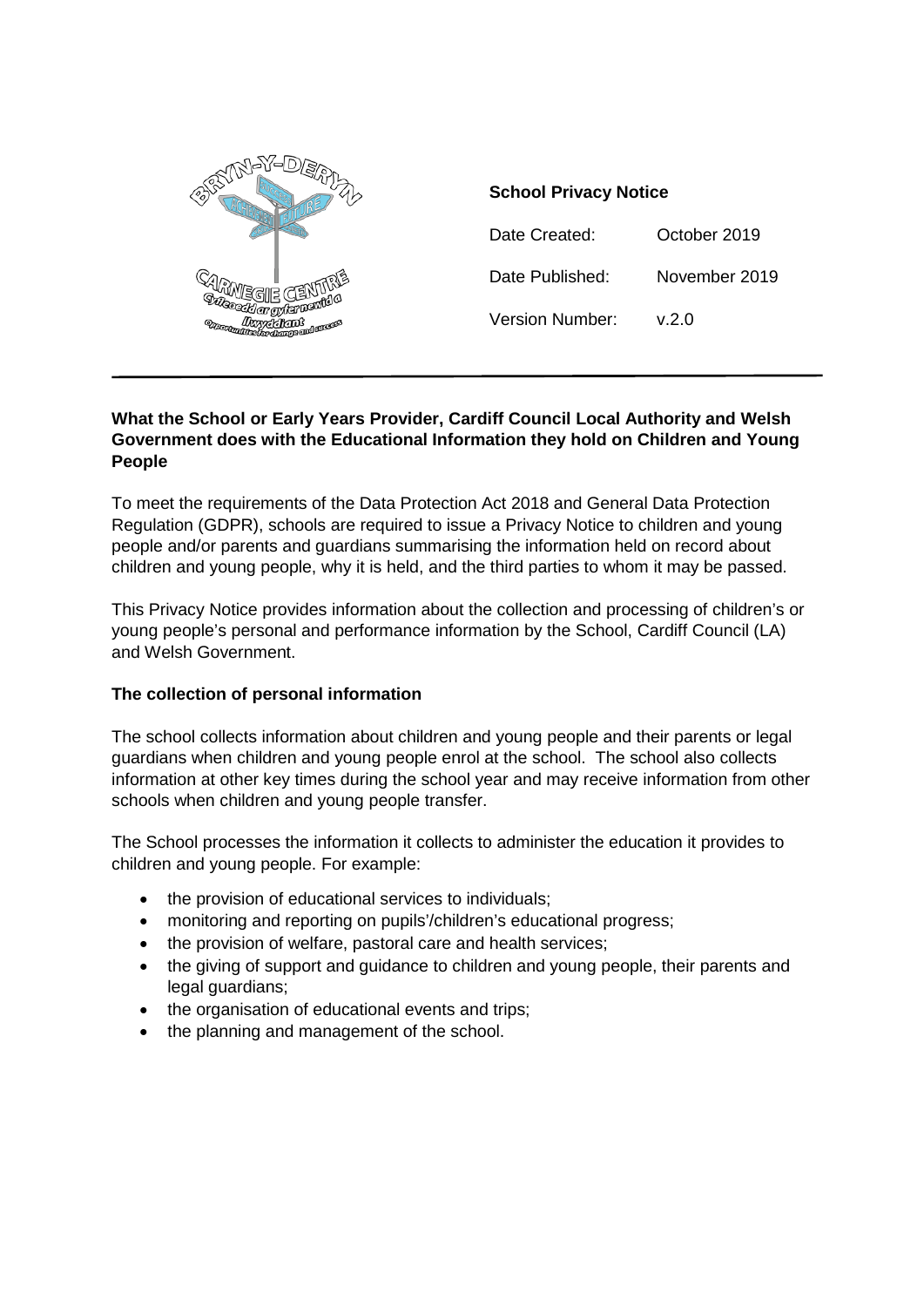**School Privacy Notice**

| Date Created: | October 2019 |
|---|---|
| Date Published: | November 2019 |
| Version Number: | v.2.0 |

**What the School or Early Years Provider, Cardiff Council Local Authority and Welsh Government does with the Educational Information they hold on Children and Young People**

To meet the requirements of the Data Protection Act 2018 and General Data Protection Regulation (GDPR), schools are required to issue a Privacy Notice to children and young people and/or parents and guardians summarising the information held on record about children and young people, why it is held, and the third parties to whom it may be passed.

This Privacy Notice provides information about the collection and processing of children's or young people's personal and performance information by the School, Cardiff Council (LA) and Welsh Government.

**The collection of personal information**

The school collects information about children and young people and their parents or legal guardians when children and young people enrol at the school. The school also collects information at other key times during the school year and may receive information from other schools when children and young people transfer.

The School processes the information it collects to administer the education it provides to children and young people. For example:

- the provision of educational services to individuals;
- monitoring and reporting on pupils'/children's educational progress;
- the provision of welfare, pastoral care and health services;
- the giving of support and guidance to children and young people, their parents and legal guardians;
- the organisation of educational events and trips;
- the planning and management of the school.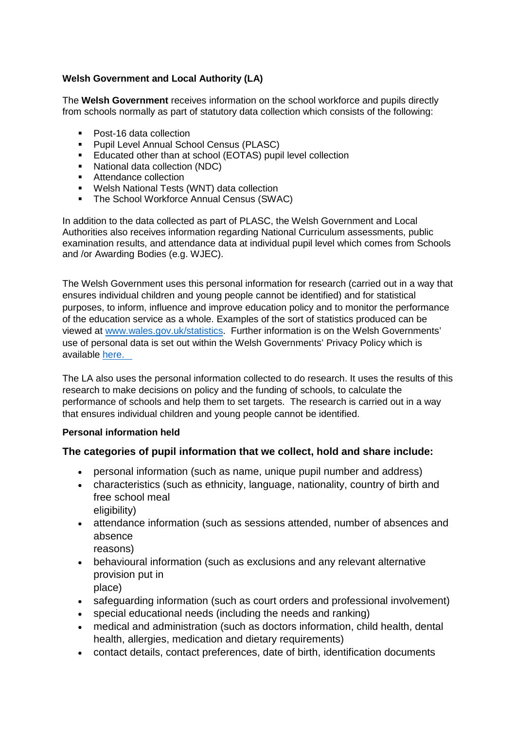**Welsh Government and Local Authority (LA)**

The **Welsh Government** receives information on the school workforce and pupils directly from schools normally as part of statutory data collection which consists of the following:

- Post-16 data collection
- Pupil Level Annual School Census (PLASC)
- Educated other than at school (EOTAS) pupil level collection
- National data collection (NDC)
- Attendance collection
- Welsh National Tests (WNT) data collection
- The School Workforce Annual Census (SWAC)

In addition to the data collected as part of PLASC, the Welsh Government and Local Authorities also receives information regarding National Curriculum assessments, public examination results, and attendance data at individual pupil level which comes from Schools and /or Awarding Bodies (e.g. WJEC).

The Welsh Government uses this personal information for research (carried out in a way that ensures individual children and young people cannot be identified) and for statistical purposes, to inform, influence and improve education policy and to monitor the performance of the education service as a whole. Examples of the sort of statistics produced can be viewed at [www.wales.gov.uk/statistics](www.wales.gov.uk/statistics). Further information is on the Welsh Governments' use of personal data is set out within the Welsh Governments' Privacy Policy which is available [here.](here)

The LA also uses the personal information collected to do research. It uses the results of this research to make decisions on policy and the funding of schools, to calculate the performance of schools and help them to set targets. The research is carried out in a way that ensures individual children and young people cannot be identified.

**Personal information held**

### The categories of pupil information that we collect, hold and share include:

- personal information (such as name, unique pupil number and address)
- characteristics (such as ethnicity, language, nationality, country of birth and free school meal eligibility)
- attendance information (such as sessions attended, number of absences and absence reasons)
- behavioural information (such as exclusions and any relevant alternative provision put in place)
- safeguarding information (such as court orders and professional involvement)
- special educational needs (including the needs and ranking)
- medical and administration (such as doctors information, child health, dental health, allergies, medication and dietary requirements)
- contact details, contact preferences, date of birth, identification documents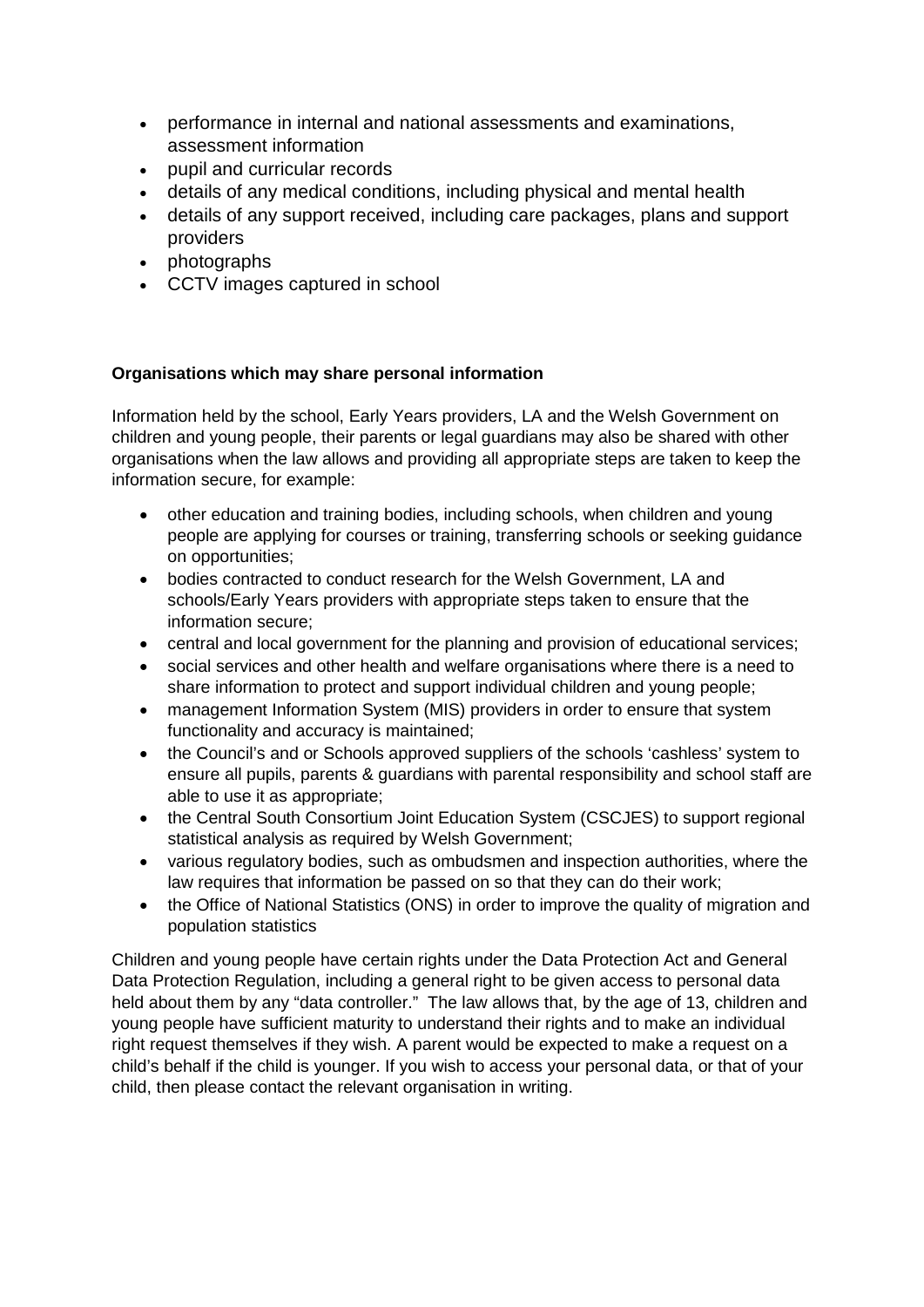- performance in internal and national assessments and examinations, assessment information
- pupil and curricular records
- details of any medical conditions, including physical and mental health
- details of any support received, including care packages, plans and support providers
- photographs
- CCTV images captured in school

**Organisations which may share personal information**

Information held by the school, Early Years providers, LA and the Welsh Government on children and young people, their parents or legal guardians may also be shared with other organisations when the law allows and providing all appropriate steps are taken to keep the information secure, for example:

- other education and training bodies, including schools, when children and young people are applying for courses or training, transferring schools or seeking guidance on opportunities;
- bodies contracted to conduct research for the Welsh Government, LA and schools/Early Years providers with appropriate steps taken to ensure that the information secure;
- central and local government for the planning and provision of educational services;
- social services and other health and welfare organisations where there is a need to share information to protect and support individual children and young people;
- management Information System (MIS) providers in order to ensure that system functionality and accuracy is maintained;
- the Council's and or Schools approved suppliers of the schools 'cashless' system to ensure all pupils, parents & guardians with parental responsibility and school staff are able to use it as appropriate;
- the Central South Consortium Joint Education System (CSCJES) to support regional statistical analysis as required by Welsh Government;
- various regulatory bodies, such as ombudsmen and inspection authorities, where the law requires that information be passed on so that they can do their work;
- the Office of National Statistics (ONS) in order to improve the quality of migration and population statistics

Children and young people have certain rights under the Data Protection Act and General Data Protection Regulation, including a general right to be given access to personal data held about them by any "data controller." The law allows that, by the age of 13, children and young people have sufficient maturity to understand their rights and to make an individual right request themselves if they wish. A parent would be expected to make a request on a child's behalf if the child is younger. If you wish to access your personal data, or that of your child, then please contact the relevant organisation in writing.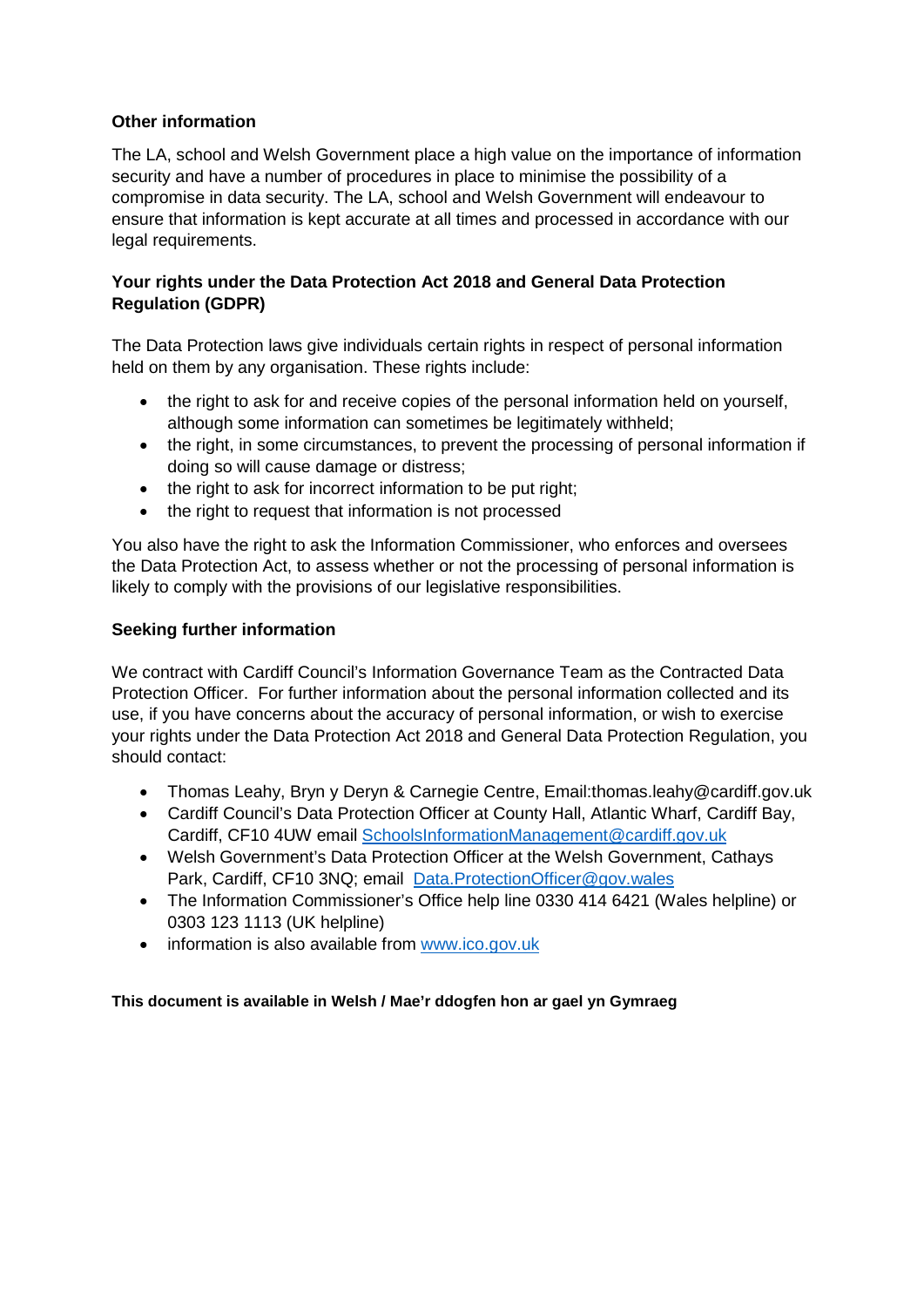**Other information**

The LA, school and Welsh Government place a high value on the importance of information security and have a number of procedures in place to minimise the possibility of a compromise in data security. The LA, school and Welsh Government will endeavour to ensure that information is kept accurate at all times and processed in accordance with our legal requirements.

**Your rights under the Data Protection Act 2018 and General Data Protection Regulation (GDPR)**

The Data Protection laws give individuals certain rights in respect of personal information held on them by any organisation. These rights include:

- the right to ask for and receive copies of the personal information held on yourself, although some information can sometimes be legitimately withheld;
- the right, in some circumstances, to prevent the processing of personal information if doing so will cause damage or distress;
- the right to ask for incorrect information to be put right;
- the right to request that information is not processed

You also have the right to ask the Information Commissioner, who enforces and oversees the Data Protection Act, to assess whether or not the processing of personal information is likely to comply with the provisions of our legislative responsibilities.

**Seeking further information**

We contract with Cardiff Council's Information Governance Team as the Contracted Data Protection Officer. For further information about the personal information collected and its use, if you have concerns about the accuracy of personal information, or wish to exercise your rights under the Data Protection Act 2018 and General Data Protection Regulation, you should contact:

- Thomas Leahy, Bryn y Deryn & Carnegie Centre, Email:thomas.leahy@cardiff.gov.uk
- Cardiff Council's Data Protection Officer at County Hall, Atlantic Wharf, Cardiff Bay, Cardiff, CF10 4UW email SchoolsInformationManagement@cardiff.gov.uk
- Welsh Government's Data Protection Officer at the Welsh Government, Cathays Park, Cardiff, CF10 3NQ; email Data.ProtectionOfficer@gov.wales
- The Information Commissioner's Office help line 0330 414 6421 (Wales helpline) or 0303 123 1113 (UK helpline)
- information is also available from www.ico.gov.uk

**This document is available in Welsh / Mae'r ddogfen hon ar gael yn Gymraeg**